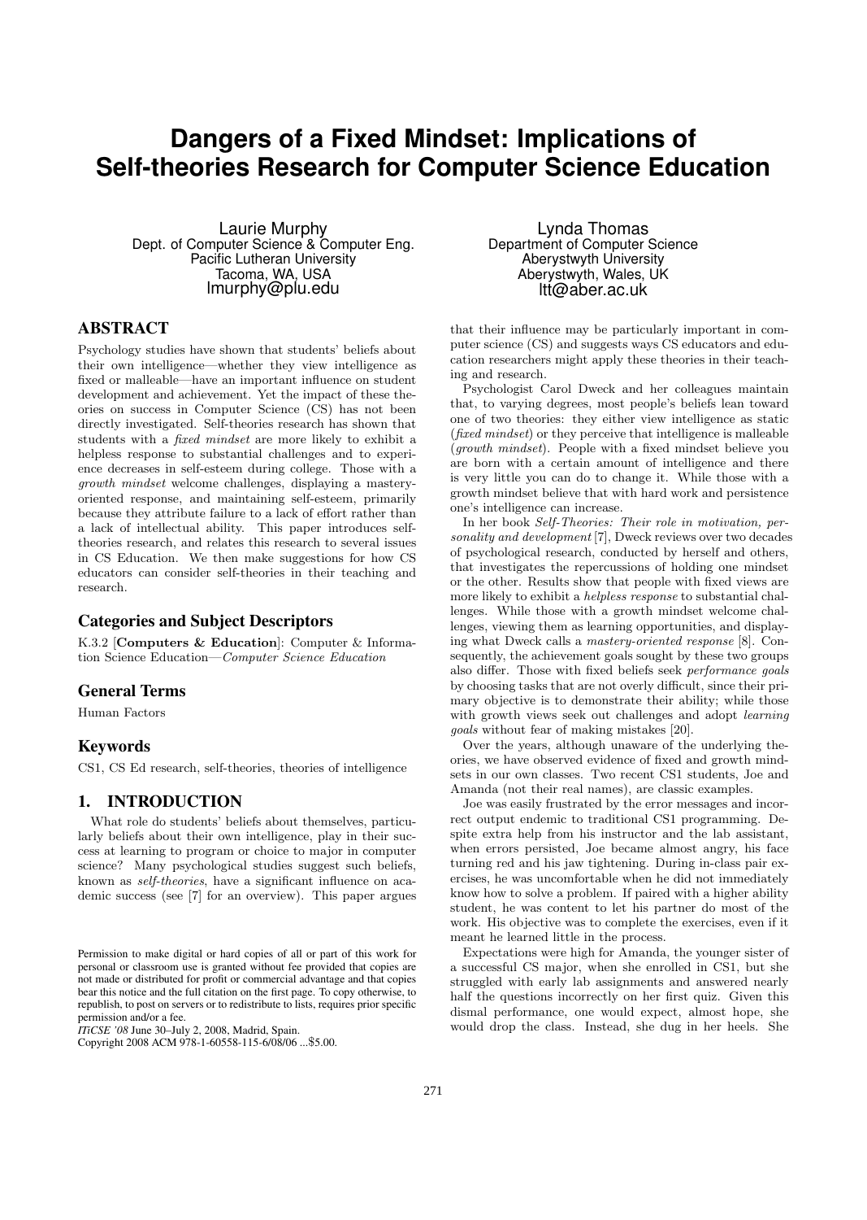# Dangers of a Fixed Mindset: Implications of Self-theories Research for Computer Science Education

Laurie Murphy
Dept. of Computer Science & Computer Eng.
Pacific Lutheran University
Tacoma, WA, USA
lmurphy@plu.edu

Lynda Thomas
Department of Computer Science
Aberystwyth University
Aberystwyth, Wales, UK
ltt@aber.ac.uk

## ABSTRACT

Psychology studies have shown that students' beliefs about their own intelligence—whether they view intelligence as fixed or malleable—have an important influence on student development and achievement. Yet the impact of these theories on success in Computer Science (CS) has not been directly investigated. Self-theories research has shown that students with a *fixed mindset* are more likely to exhibit a helpless response to substantial challenges and to experience decreases in self-esteem during college. Those with a *growth mindset* welcome challenges, displaying a mastery-oriented response, and maintaining self-esteem, primarily because they attribute failure to a lack of effort rather than a lack of intellectual ability. This paper introduces self-theories research, and relates this research to several issues in CS Education. We then make suggestions for how CS educators can consider self-theories in their teaching and research.

## Categories and Subject Descriptors

K.3.2 [**Computers & Education**]: Computer & Information Science Education—*Computer Science Education*

## General Terms

Human Factors

## Keywords

CS1, CS Ed research, self-theories, theories of intelligence

## 1. INTRODUCTION

What role do students' beliefs about themselves, particularly beliefs about their own intelligence, play in their success at learning to program or choice to major in computer science? Many psychological studies suggest such beliefs, known as *self-theories*, have a significant influence on academic success (see [7] for an overview). This paper argues that their influence may be particularly important in computer science (CS) and suggests ways CS educators and education researchers might apply these theories in their teaching and research.

Psychologist Carol Dweck and her colleagues maintain that, to varying degrees, most people's beliefs lean toward one of two theories: they either view intelligence as static (*fixed mindset*) or they perceive that intelligence is malleable (*growth mindset*). People with a fixed mindset believe you are born with a certain amount of intelligence and there is very little you can do to change it. While those with a growth mindset believe that with hard work and persistence one's intelligence can increase.

In her book *Self-Theories: Their role in motivation, personality and development* [7], Dweck reviews over two decades of psychological research, conducted by herself and others, that investigates the repercussions of holding one mindset or the other. Results show that people with fixed views are more likely to exhibit a *helpless response* to substantial challenges. While those with a growth mindset welcome challenges, viewing them as learning opportunities, and displaying what Dweck calls a *mastery-oriented response* [8]. Consequently, the achievement goals sought by these two groups also differ. Those with fixed beliefs seek *performance goals* by choosing tasks that are not overly difficult, since their primary objective is to demonstrate their ability; while those with growth views seek out challenges and adopt *learning goals* without fear of making mistakes [20].

Over the years, although unaware of the underlying theories, we have observed evidence of fixed and growth mindsets in our own classes. Two recent CS1 students, Joe and Amanda (not their real names), are classic examples.

Joe was easily frustrated by the error messages and incorrect output endemic to traditional CS1 programming. Despite extra help from his instructor and the lab assistant, when errors persisted, Joe became almost angry, his face turning red and his jaw tightening. During in-class pair exercises, he was uncomfortable when he did not immediately know how to solve a problem. If paired with a higher ability student, he was content to let his partner do most of the work. His objective was to complete the exercises, even if it meant he learned little in the process.

Expectations were high for Amanda, the younger sister of a successful CS major, when she enrolled in CS1, but she struggled with early lab assignments and answered nearly half the questions incorrectly on her first quiz. Given this dismal performance, one would expect, almost hope, she would drop the class. Instead, she dug in her heels. She

Permission to make digital or hard copies of all or part of this work for personal or classroom use is granted without fee provided that copies are not made or distributed for profit or commercial advantage and that copies bear this notice and the full citation on the first page. To copy otherwise, to republish, to post on servers or to redistribute to lists, requires prior specific permission and/or a fee.
*ITiCSE '08* June 30–July 2, 2008, Madrid, Spain.
Copyright 2008 ACM 978-1-60558-115-6/08/06 ...$5.00.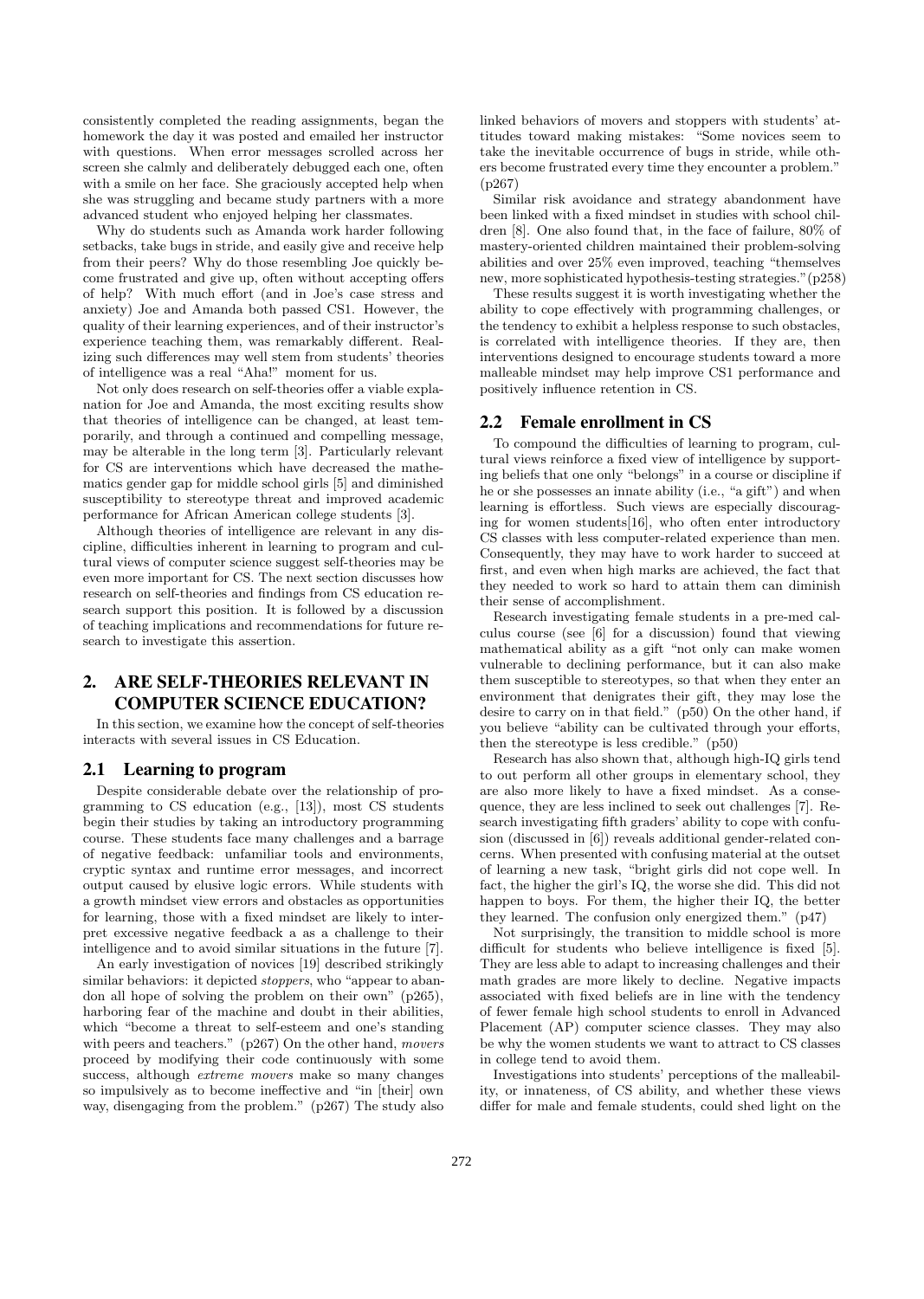consistently completed the reading assignments, began the homework the day it was posted and emailed her instructor with questions. When error messages scrolled across her screen she calmly and deliberately debugged each one, often with a smile on her face. She graciously accepted help when she was struggling and became study partners with a more advanced student who enjoyed helping her classmates.

Why do students such as Amanda work harder following setbacks, take bugs in stride, and easily give and receive help from their peers? Why do those resembling Joe quickly become frustrated and give up, often without accepting offers of help? With much effort (and in Joe's case stress and anxiety) Joe and Amanda both passed CS1. However, the quality of their learning experiences, and of their instructor's experience teaching them, was remarkably different. Realizing such differences may well stem from students' theories of intelligence was a real "Aha!" moment for us.

Not only does research on self-theories offer a viable explanation for Joe and Amanda, the most exciting results show that theories of intelligence can be changed, at least temporarily, and through a continued and compelling message, may be alterable in the long term [3]. Particularly relevant for CS are interventions which have decreased the mathematics gender gap for middle school girls [5] and diminished susceptibility to stereotype threat and improved academic performance for African American college students [3].

Although theories of intelligence are relevant in any discipline, difficulties inherent in learning to program and cultural views of computer science suggest self-theories may be even more important for CS. The next section discusses how research on self-theories and findings from CS education research support this position. It is followed by a discussion of teaching implications and recommendations for future research to investigate this assertion.

## 2. ARE SELF-THEORIES RELEVANT IN COMPUTER SCIENCE EDUCATION?

In this section, we examine how the concept of self-theories interacts with several issues in CS Education.

### 2.1 Learning to program

Despite considerable debate over the relationship of programming to CS education (e.g., [13]), most CS students begin their studies by taking an introductory programming course. These students face many challenges and a barrage of negative feedback: unfamiliar tools and environments, cryptic syntax and runtime error messages, and incorrect output caused by elusive logic errors. While students with a growth mindset view errors and obstacles as opportunities for learning, those with a fixed mindset are likely to interpret excessive negative feedback a as a challenge to their intelligence and to avoid similar situations in the future [7].

An early investigation of novices [19] described strikingly similar behaviors: it depicted *stoppers*, who "appear to abandon all hope of solving the problem on their own" (p265), harboring fear of the machine and doubt in their abilities, which "become a threat to self-esteem and one's standing with peers and teachers." (p267) On the other hand, *movers* proceed by modifying their code continuously with some success, although *extreme movers* make so many changes so impulsively as to become ineffective and "in [their] own way, disengaging from the problem." (p267) The study also linked behaviors of movers and stoppers with students' attitudes toward making mistakes: "Some novices seem to take the inevitable occurrence of bugs in stride, while others become frustrated every time they encounter a problem." (p267)

Similar risk avoidance and strategy abandonment have been linked with a fixed mindset in studies with school children [8]. One also found that, in the face of failure, 80% of mastery-oriented children maintained their problem-solving abilities and over 25% even improved, teaching "themselves new, more sophisticated hypothesis-testing strategies."(p258)

These results suggest it is worth investigating whether the ability to cope effectively with programming challenges, or the tendency to exhibit a helpless response to such obstacles, is correlated with intelligence theories. If they are, then interventions designed to encourage students toward a more malleable mindset may help improve CS1 performance and positively influence retention in CS.

### 2.2 Female enrollment in CS

To compound the difficulties of learning to program, cultural views reinforce a fixed view of intelligence by supporting beliefs that one only "belongs" in a course or discipline if he or she possesses an innate ability (i.e., "a gift") and when learning is effortless. Such views are especially discouraging for women students[16], who often enter introductory CS classes with less computer-related experience than men. Consequently, they may have to work harder to succeed at first, and even when high marks are achieved, the fact that they needed to work so hard to attain them can diminish their sense of accomplishment.

Research investigating female students in a pre-med calculus course (see [6] for a discussion) found that viewing mathematical ability as a gift "not only can make women vulnerable to declining performance, but it can also make them susceptible to stereotypes, so that when they enter an environment that denigrates their gift, they may lose the desire to carry on in that field." (p50) On the other hand, if you believe "ability can be cultivated through your efforts, then the stereotype is less credible." (p50)

Research has also shown that, although high-IQ girls tend to out perform all other groups in elementary school, they are also more likely to have a fixed mindset. As a consequence, they are less inclined to seek out challenges [7]. Research investigating fifth graders' ability to cope with confusion (discussed in [6]) reveals additional gender-related concerns. When presented with confusing material at the outset of learning a new task, "bright girls did not cope well. In fact, the higher the girl's IQ, the worse she did. This did not happen to boys. For them, the higher their IQ, the better they learned. The confusion only energized them." (p47)

Not surprisingly, the transition to middle school is more difficult for students who believe intelligence is fixed [5]. They are less able to adapt to increasing challenges and their math grades are more likely to decline. Negative impacts associated with fixed beliefs are in line with the tendency of fewer female high school students to enroll in Advanced Placement (AP) computer science classes. They may also be why the women students we want to attract to CS classes in college tend to avoid them.

Investigations into students' perceptions of the malleability, or innateness, of CS ability, and whether these views differ for male and female students, could shed light on the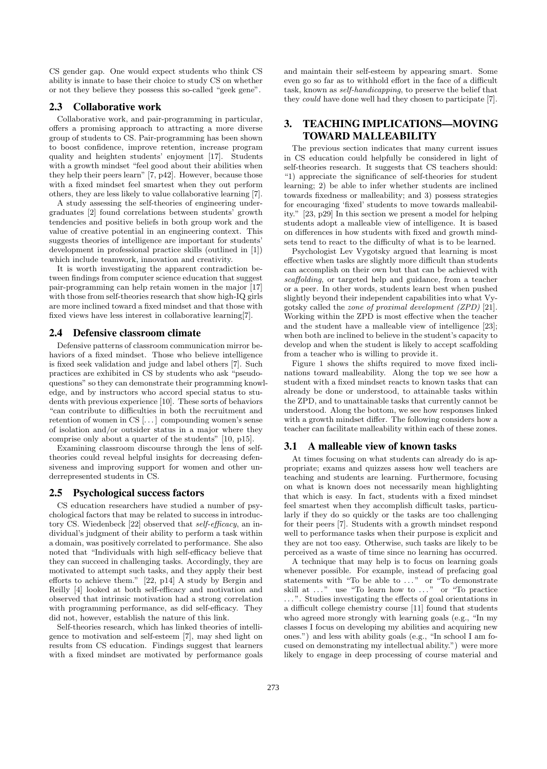CS gender gap. One would expect students who think CS ability is innate to base their choice to study CS on whether or not they believe they possess this so-called "geek gene".

## 2.3 Collaborative work

Collaborative work, and pair-programming in particular, offers a promising approach to attracting a more diverse group of students to CS. Pair-programming has been shown to boost confidence, improve retention, increase program quality and heighten students' enjoyment [17]. Students with a growth mindset "feel good about their abilities when they help their peers learn" [7, p42]. However, because those with a fixed mindset feel smartest when they out perform others, they are less likely to value collaborative learning [7].

A study assessing the self-theories of engineering undergraduates [2] found correlations between students' growth tendencies and positive beliefs in both group work and the value of creative potential in an engineering context. This suggests theories of intelligence are important for students' development in professional practice skills (outlined in [1]) which include teamwork, innovation and creativity.

It is worth investigating the apparent contradiction between findings from computer science education that suggest pair-programming can help retain women in the major [17] with those from self-theories research that show high-IQ girls are more inclined toward a fixed mindset and that those with fixed views have less interest in collaborative learning[7].

## 2.4 Defensive classroom climate

Defensive patterns of classroom communication mirror behaviors of a fixed mindset. Those who believe intelligence is fixed seek validation and judge and label others [7]. Such practices are exhibited in CS by students who ask "pseudo-questions" so they can demonstrate their programming knowledge, and by instructors who accord special status to students with previous experience [10]. These sorts of behaviors "can contribute to difficulties in both the recruitment and retention of women in CS [. . . ] compounding women's sense of isolation and/or outsider status in a major where they comprise only about a quarter of the students" [10, p15].

Examining classroom discourse through the lens of self-theories could reveal helpful insights for decreasing defensiveness and improving support for women and other underrepresented students in CS.

## 2.5 Psychological success factors

CS education researchers have studied a number of psychological factors that may be related to success in introductory CS. Wiedenbeck [22] observed that *self-efficacy*, an individual's judgment of their ability to perform a task within a domain, was positively correlated to performance. She also noted that "Individuals with high self-efficacy believe that they can succeed in challenging tasks. Accordingly, they are motivated to attempt such tasks, and they apply their best efforts to achieve them." [22, p14] A study by Bergin and Reilly [4] looked at both self-efficacy and motivation and observed that intrinsic motivation had a strong correlation with programming performance, as did self-efficacy. They did not, however, establish the nature of this link.

Self-theories research, which has linked theories of intelligence to motivation and self-esteem [7], may shed light on results from CS education. Findings suggest that learners with a fixed mindset are motivated by performance goals and maintain their self-esteem by appearing smart. Some even go so far as to withhold effort in the face of a difficult task, known as *self-handicapping*, to preserve the belief that they *could* have done well had they chosen to participate [7].

# 3. TEACHING IMPLICATIONS—MOVING TOWARD MALLEABILITY

The previous section indicates that many current issues in CS education could helpfully be considered in light of self-theories research. It suggests that CS teachers should: "1) appreciate the significance of self-theories for student learning; 2) be able to infer whether students are inclined towards fixedness or malleability; and 3) possess strategies for encouraging 'fixed' students to move towards malleability." [23, p29] In this section we present a model for helping students adopt a malleable view of intelligence. It is based on differences in how students with fixed and growth mindsets tend to react to the difficulty of what is to be learned.

Psychologist Lev Vygotsky argued that learning is most effective when tasks are slightly more difficult than students can accomplish on their own but that can be achieved with *scaffolding*, or targeted help and guidance, from a teacher or a peer. In other words, students learn best when pushed slightly beyond their independent capabilities into what Vygotsky called the *zone of proximal development (ZPD)* [21]. Working within the ZPD is most effective when the teacher and the student have a malleable view of intelligence [23]; when both are inclined to believe in the student's capacity to develop and when the student is likely to accept scaffolding from a teacher who is willing to provide it.

Figure 1 shows the shifts required to move fixed inclinations toward malleability. Along the top we see how a student with a fixed mindset reacts to known tasks that can already be done or understood, to attainable tasks within the ZPD, and to unattainable tasks that currently cannot be understood. Along the bottom, we see how responses linked with a growth mindset differ. The following considers how a teacher can facilitate malleability within each of these zones.

## 3.1 A malleable view of known tasks

At times focusing on what students can already do is appropriate; exams and quizzes assess how well teachers are teaching and students are learning. Furthermore, focusing on what is known does not necessarily mean highlighting that which is easy. In fact, students with a fixed mindset feel smartest when they accomplish difficult tasks, particularly if they do so quickly or the tasks are too challenging for their peers [7]. Students with a growth mindset respond well to performance tasks when their purpose is explicit and they are not too easy. Otherwise, such tasks are likely to be perceived as a waste of time since no learning has occurred.

A technique that may help is to focus on learning goals whenever possible. For example, instead of prefacing goal statements with "To be able to . . . " or "To demonstrate skill at . . . " use "To learn how to . . . " or "To practice . . . ". Studies investigating the effects of goal orientations in a difficult college chemistry course [11] found that students who agreed more strongly with learning goals (e.g., "In my classes I focus on developing my abilities and acquiring new ones.") and less with ability goals (e.g., "In school I am focused on demonstrating my intellectual ability.") were more likely to engage in deep processing of course material and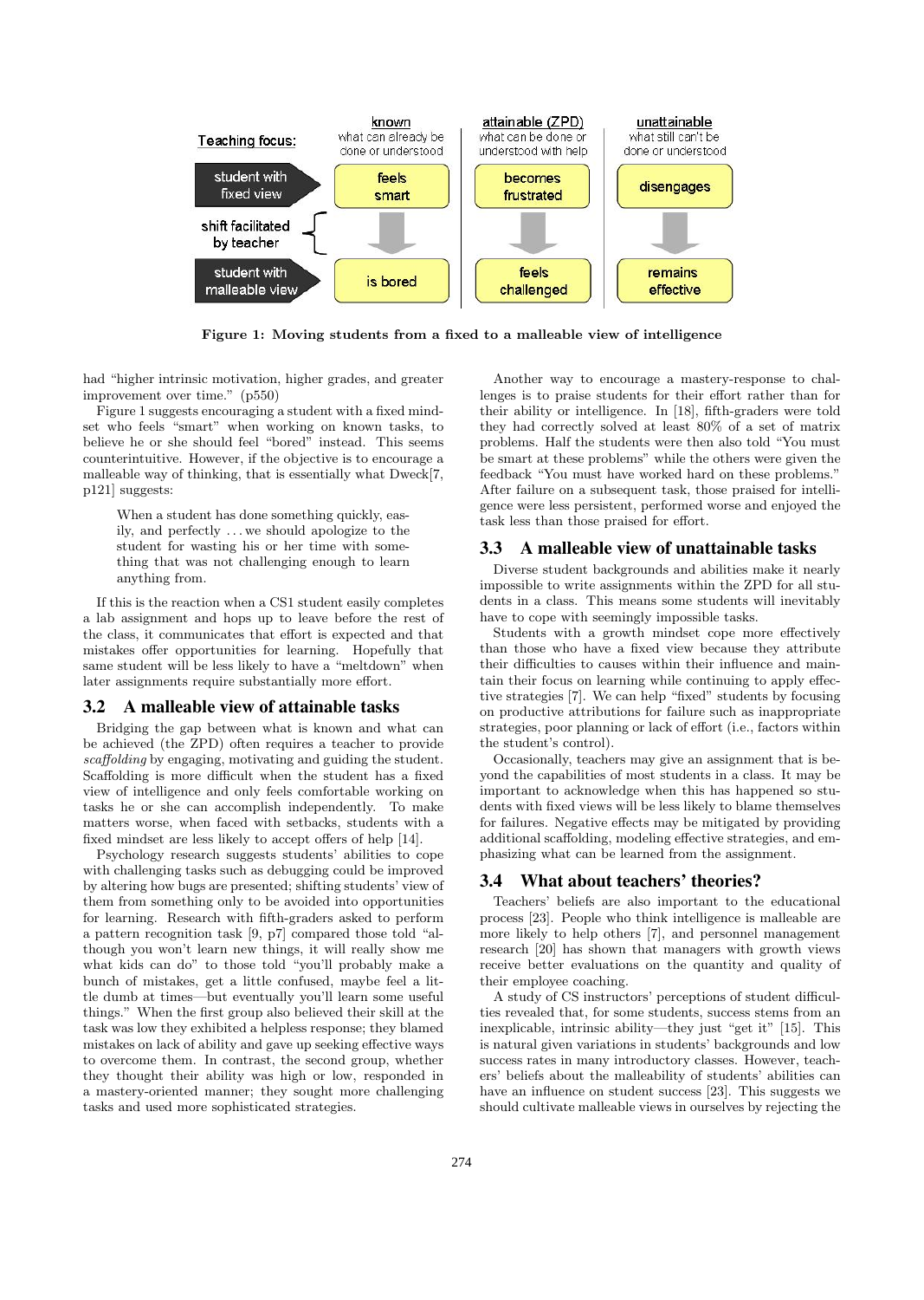| Teaching focus: | known<br>what can already be done or understood | attainable (ZPD)<br>what can be done or understood with help | unattainable<br>what still can't be done or understood |
| --- | --- | --- | --- |
| student with fixed view | feels smart | becomes frustrated | disengages |
| shift facilitated by teacher | ↓ | ↓ | ↓ |
| student with malleable view | is bored | feels challenged | remains effective |

**Figure 1: Moving students from a fixed to a malleable view of intelligence**

had "higher intrinsic motivation, higher grades, and greater improvement over time." (p550)

Figure 1 suggests encouraging a student with a fixed mindset who feels "smart" when working on known tasks, to believe he or she should feel "bored" instead. This seems counterintuitive. However, if the objective is to encourage a malleable way of thinking, that is essentially what Dweck[7, p121] suggests:

> When a student has done something quickly, easily, and perfectly . . . we should apologize to the student for wasting his or her time with something that was not challenging enough to learn anything from.

If this is the reaction when a CS1 student easily completes a lab assignment and hops up to leave before the rest of the class, it communicates that effort is expected and that mistakes offer opportunities for learning. Hopefully that same student will be less likely to have a "meltdown" when later assignments require substantially more effort.

## 3.2 A malleable view of attainable tasks

Bridging the gap between what is known and what can be achieved (the ZPD) often requires a teacher to provide *scaffolding* by engaging, motivating and guiding the student. Scaffolding is more difficult when the student has a fixed view of intelligence and only feels comfortable working on tasks he or she can accomplish independently. To make matters worse, when faced with setbacks, students with a fixed mindset are less likely to accept offers of help [14].

Psychology research suggests students' abilities to cope with challenging tasks such as debugging could be improved by altering how bugs are presented; shifting students' view of them from something only to be avoided into opportunities for learning. Research with fifth-graders asked to perform a pattern recognition task [9, p7] compared those told "although you won't learn new things, it will really show me what kids can do" to those told "you'll probably make a bunch of mistakes, get a little confused, maybe feel a little dumb at times—but eventually you'll learn some useful things." When the first group also believed their skill at the task was low they exhibited a helpless response; they blamed mistakes on lack of ability and gave up seeking effective ways to overcome them. In contrast, the second group, whether they thought their ability was high or low, responded in a mastery-oriented manner; they sought more challenging tasks and used more sophisticated strategies.

Another way to encourage a mastery-response to challenges is to praise students for their effort rather than for their ability or intelligence. In [18], fifth-graders were told they had correctly solved at least 80% of a set of matrix problems. Half the students were then also told "You must be smart at these problems" while the others were given the feedback "You must have worked hard on these problems." After failure on a subsequent task, those praised for intelligence were less persistent, performed worse and enjoyed the task less than those praised for effort.

## 3.3 A malleable view of unattainable tasks

Diverse student backgrounds and abilities make it nearly impossible to write assignments within the ZPD for all students in a class. This means some students will inevitably have to cope with seemingly impossible tasks.

Students with a growth mindset cope more effectively than those who have a fixed view because they attribute their difficulties to causes within their influence and maintain their focus on learning while continuing to apply effective strategies [7]. We can help "fixed" students by focusing on productive attributions for failure such as inappropriate strategies, poor planning or lack of effort (i.e., factors within the student's control).

Occasionally, teachers may give an assignment that is beyond the capabilities of most students in a class. It may be important to acknowledge when this has happened so students with fixed views will be less likely to blame themselves for failures. Negative effects may be mitigated by providing additional scaffolding, modeling effective strategies, and emphasizing what can be learned from the assignment.

## 3.4 What about teachers' theories?

Teachers' beliefs are also important to the educational process [23]. People who think intelligence is malleable are more likely to help others [7], and personnel management research [20] has shown that managers with growth views receive better evaluations on the quantity and quality of their employee coaching.

A study of CS instructors' perceptions of student difficulties revealed that, for some students, success stems from an inexplicable, intrinsic ability—they just "get it" [15]. This is natural given variations in students' backgrounds and low success rates in many introductory classes. However, teachers' beliefs about the malleability of students' abilities can have an influence on student success [23]. This suggests we should cultivate malleable views in ourselves by rejecting the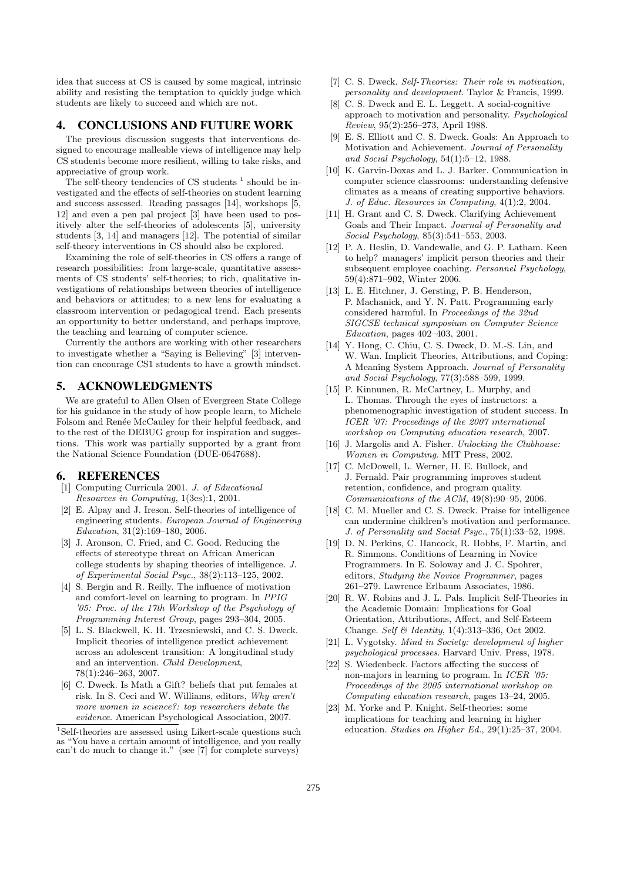idea that success at CS is caused by some magical, intrinsic ability and resisting the temptation to quickly judge which students are likely to succeed and which are not.

## 4. CONCLUSIONS AND FUTURE WORK

The previous discussion suggests that interventions designed to encourage malleable views of intelligence may help CS students become more resilient, willing to take risks, and appreciative of group work.

The self-theory tendencies of CS students [1] should be investigated and the effects of self-theories on student learning and success assessed. Reading passages [14], workshops [5, 12] and even a pen pal project [3] have been used to positively alter the self-theories of adolescents [5], university students [3, 14] and managers [12]. The potential of similar self-theory interventions in CS should also be explored.

Examining the role of self-theories in CS offers a range of research possibilities: from large-scale, quantitative assessments of CS students' self-theories; to rich, qualitative investigations of relationships between theories of intelligence and behaviors or attitudes; to a new lens for evaluating a classroom intervention or pedagogical trend. Each presents an opportunity to better understand, and perhaps improve, the teaching and learning of computer science.

Currently the authors are working with other researchers to investigate whether a "Saying is Believing" [3] intervention can encourage CS1 students to have a growth mindset.

## 5. ACKNOWLEDGMENTS

We are grateful to Allen Olsen of Evergreen State College for his guidance in the study of how people learn, to Michele Folsom and Renée McCauley for their helpful feedback, and to the rest of the DEBUG group for inspiration and suggestions. This work was partially supported by a grant from the National Science Foundation (DUE-0647688).

[1] Self-theories are assessed using Likert-scale questions such as "You have a certain amount of intelligence, and you really can't do much to change it." (see [7] for complete surveys)

## 6. REFERENCES

- [1] Computing Curricula 2001. *J. of Educational Resources in Computing*, 1(3es):1, 2001.
- [2] E. Alpay and J. Ireson. Self-theories of intelligence of engineering students. *European Journal of Engineering Education*, 31(2):169–180, 2006.
- [3] J. Aronson, C. Fried, and C. Good. Reducing the effects of stereotype threat on African American college students by shaping theories of intelligence. *J. of Experimental Social Psyc.*, 38(2):113–125, 2002.
- [4] S. Bergin and R. Reilly. The influence of motivation and comfort-level on learning to program. In *PPIG '05: Proc. of the 17th Workshop of the Psychology of Programming Interest Group*, pages 293–304, 2005.
- [5] L. S. Blackwell, K. H. Trzesniewski, and C. S. Dweck. Implicit theories of intelligence predict achievement across an adolescent transition: A longitudinal study and an intervention. *Child Development*, 78(1):246–263, 2007.
- [6] C. Dweck. Is Math a Gift? beliefs that put females at risk. In S. Ceci and W. Williams, editors, *Why aren't more women in science?: top researchers debate the evidence*. American Psychological Association, 2007.
- [7] C. S. Dweck. *Self-Theories: Their role in motivation, personality and development*. Taylor & Francis, 1999.
- [8] C. S. Dweck and E. L. Leggett. A social-cognitive approach to motivation and personality. *Psychological Review*, 95(2):256–273, April 1988.
- [9] E. S. Elliott and C. S. Dweck. Goals: An Approach to Motivation and Achievement. *Journal of Personality and Social Psychology*, 54(1):5–12, 1988.
- [10] K. Garvin-Doxas and L. J. Barker. Communication in computer science classrooms: understanding defensive climates as a means of creating supportive behaviors. *J. of Educ. Resources in Computing*, 4(1):2, 2004.
- [11] H. Grant and C. S. Dweck. Clarifying Achievement Goals and Their Impact. *Journal of Personality and Social Psychology*, 85(3):541–553, 2003.
- [12] P. A. Heslin, D. Vandewalle, and G. P. Latham. Keen to help? managers' implicit person theories and their subsequent employee coaching. *Personnel Psychology*, 59(4):871–902, Winter 2006.
- [13] L. E. Hitchner, J. Gersting, P. B. Henderson, P. Machanick, and Y. N. Patt. Programming early considered harmful. In *Proceedings of the 32nd SIGCSE technical symposium on Computer Science Education*, pages 402–403, 2001.
- [14] Y. Hong, C. Chiu, C. S. Dweck, D. M.-S. Lin, and W. Wan. Implicit Theories, Attributions, and Coping: A Meaning System Approach. *Journal of Personality and Social Psychology*, 77(3):588–599, 1999.
- [15] P. Kinnunen, R. McCartney, L. Murphy, and L. Thomas. Through the eyes of instructors: a phenomenographic investigation of student success. In *ICER '07: Proceedings of the 2007 international workshop on Computing education research*, 2007.
- [16] J. Margolis and A. Fisher. *Unlocking the Clubhouse: Women in Computing*. MIT Press, 2002.
- [17] C. McDowell, L. Werner, H. E. Bullock, and J. Fernald. Pair programming improves student retention, confidence, and program quality. *Communications of the ACM*, 49(8):90–95, 2006.
- [18] C. M. Mueller and C. S. Dweck. Praise for intelligence can undermine children's motivation and performance. *J. of Personality and Social Psyc.*, 75(1):33–52, 1998.
- [19] D. N. Perkins, C. Hancock, R. Hobbs, F. Martin, and R. Simmons. Conditions of Learning in Novice Programmers. In E. Soloway and J. C. Spohrer, editors, *Studying the Novice Programmer*, pages 261–279. Lawrence Erlbaum Associates, 1986.
- [20] R. W. Robins and J. L. Pals. Implicit Self-Theories in the Academic Domain: Implications for Goal Orientation, Attributions, Affect, and Self-Esteem Change. *Self & Identity*, 1(4):313–336, Oct 2002.
- [21] L. Vygotsky. *Mind in Society: development of higher psychological processes*. Harvard Univ. Press, 1978.
- [22] S. Wiedenbeck. Factors affecting the success of non-majors in learning to program. In *ICER '05: Proceedings of the 2005 international workshop on Computing education research*, pages 13–24, 2005.
- [23] M. Yorke and P. Knight. Self-theories: some implications for teaching and learning in higher education. *Studies on Higher Ed.*, 29(1):25–37, 2004.